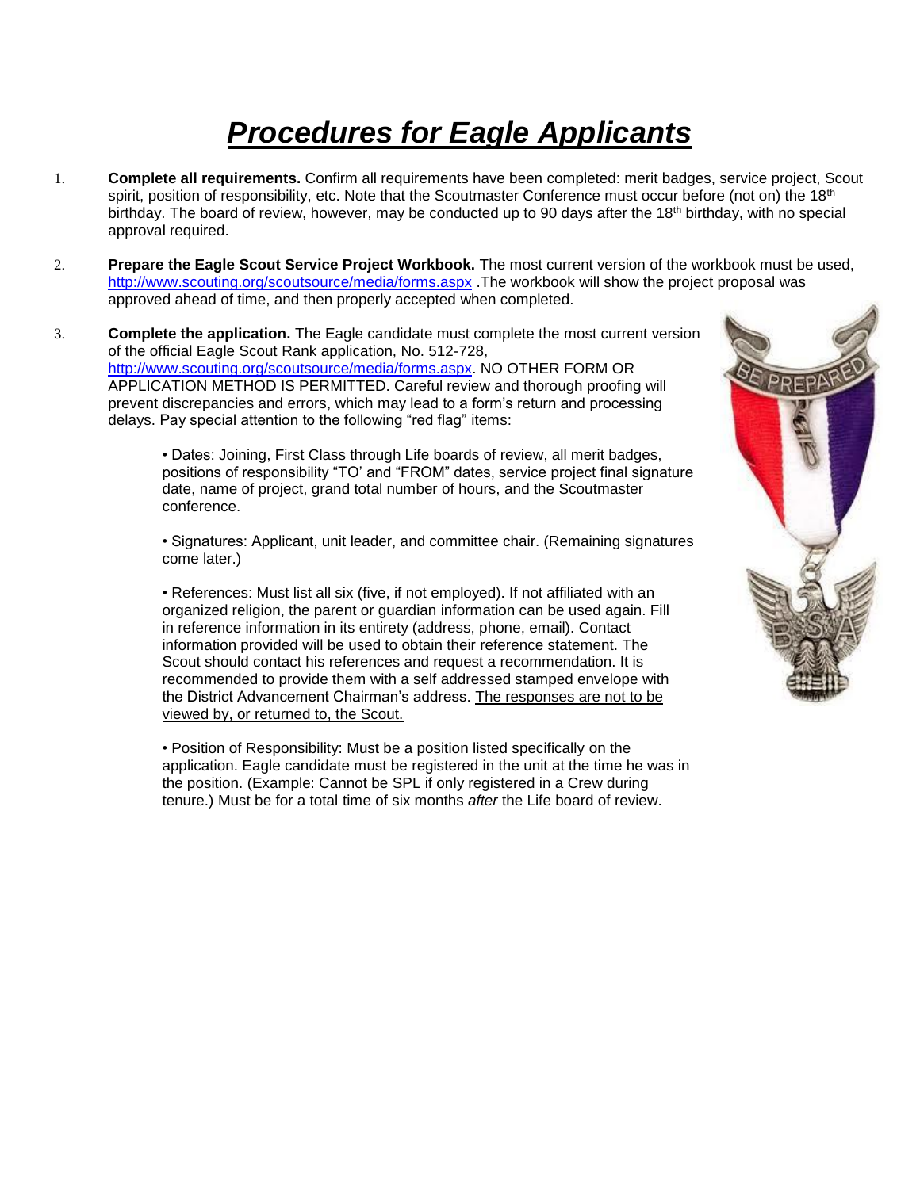# ***Procedures for Eagle Applicants***

1. **Complete all requirements.** Confirm all requirements have been completed: merit badges, service project, Scout spirit, position of responsibility, etc. Note that the Scoutmaster Conference must occur before (not on) the 18th birthday. The board of review, however, may be conducted up to 90 days after the 18th birthday, with no special approval required.

2. **Prepare the Eagle Scout Service Project Workbook.** The most current version of the workbook must be used, http://www.scouting.org/scoutsource/media/forms.aspx .The workbook will show the project proposal was approved ahead of time, and then properly accepted when completed.

3. **Complete the application.** The Eagle candidate must complete the most current version of the official Eagle Scout Rank application, No. 512-728, http://www.scouting.org/scoutsource/media/forms.aspx. NO OTHER FORM OR APPLICATION METHOD IS PERMITTED. Careful review and thorough proofing will prevent discrepancies and errors, which may lead to a form's return and processing delays. Pay special attention to the following "red flag" items:

   • Dates: Joining, First Class through Life boards of review, all merit badges, positions of responsibility "TO' and "FROM" dates, service project final signature date, name of project, grand total number of hours, and the Scoutmaster conference.

   • Signatures: Applicant, unit leader, and committee chair. (Remaining signatures come later.)

   • References: Must list all six (five, if not employed). If not affiliated with an organized religion, the parent or guardian information can be used again. Fill in reference information in its entirety (address, phone, email). Contact information provided will be used to obtain their reference statement. The Scout should contact his references and request a recommendation. It is recommended to provide them with a self addressed stamped envelope with the District Advancement Chairman's address. <u>The responses are not to be viewed by, or returned to, the Scout.</u>

   • Position of Responsibility: Must be a position listed specifically on the application. Eagle candidate must be registered in the unit at the time he was in the position. (Example: Cannot be SPL if only registered in a Crew during tenure.) Must be for a total time of six months *after* the Life board of review.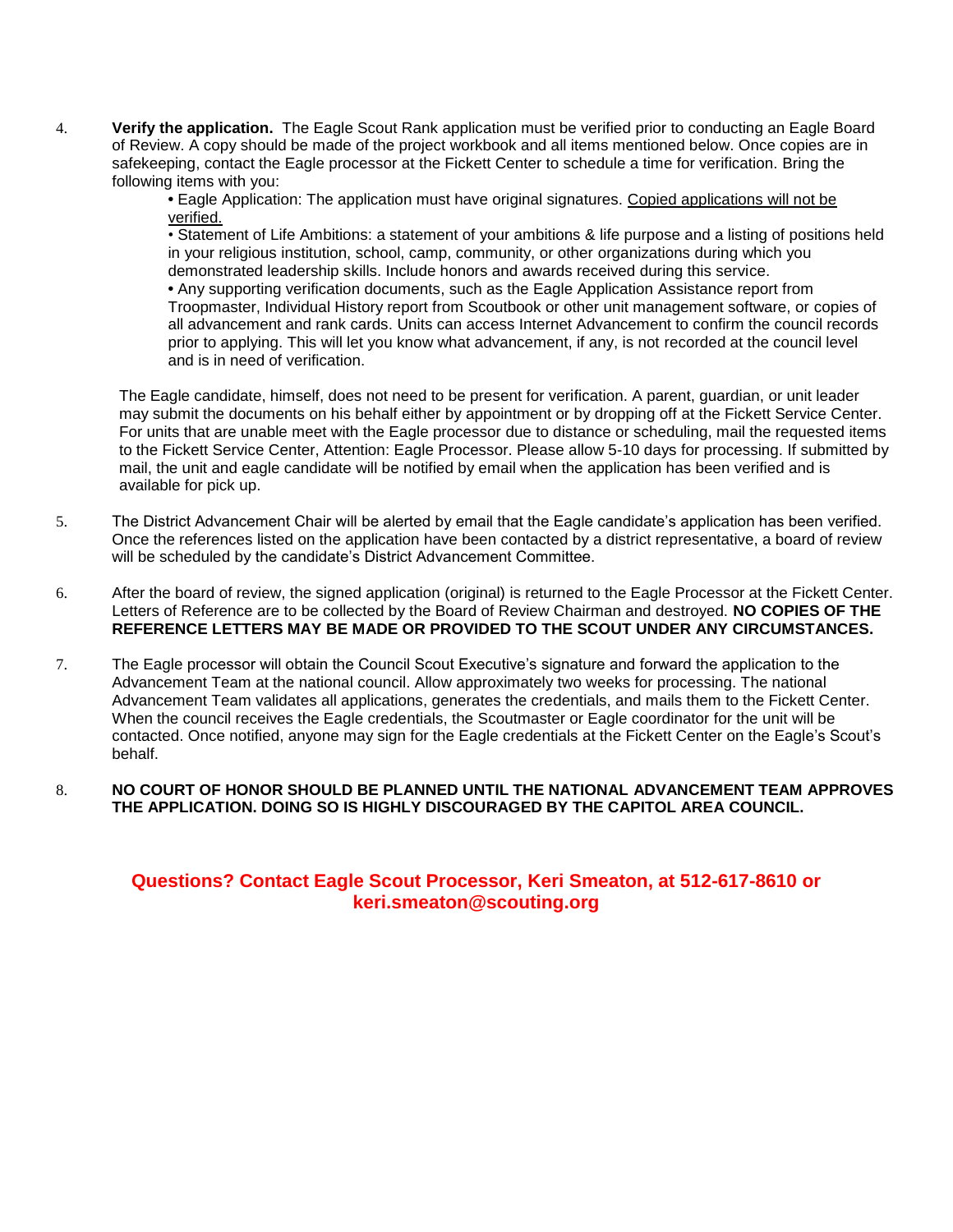4. **Verify the application.** The Eagle Scout Rank application must be verified prior to conducting an Eagle Board of Review. A copy should be made of the project workbook and all items mentioned below. Once copies are in safekeeping, contact the Eagle processor at the Fickett Center to schedule a time for verification. Bring the following items with you:

   • Eagle Application: The application must have original signatures. <u>Copied applications will not be verified.</u>

   • Statement of Life Ambitions: a statement of your ambitions & life purpose and a listing of positions held in your religious institution, school, camp, community, or other organizations during which you demonstrated leadership skills. Include honors and awards received during this service.

   • Any supporting verification documents, such as the Eagle Application Assistance report from Troopmaster, Individual History report from Scoutbook or other unit management software, or copies of all advancement and rank cards. Units can access Internet Advancement to confirm the council records prior to applying. This will let you know what advancement, if any, is not recorded at the council level and is in need of verification.

   The Eagle candidate, himself, does not need to be present for verification. A parent, guardian, or unit leader may submit the documents on his behalf either by appointment or by dropping off at the Fickett Service Center. For units that are unable meet with the Eagle processor due to distance or scheduling, mail the requested items to the Fickett Service Center, Attention: Eagle Processor. Please allow 5-10 days for processing. If submitted by mail, the unit and eagle candidate will be notified by email when the application has been verified and is available for pick up.

5. The District Advancement Chair will be alerted by email that the Eagle candidate's application has been verified. Once the references listed on the application have been contacted by a district representative, a board of review will be scheduled by the candidate's District Advancement Committee.

6. After the board of review, the signed application (original) is returned to the Eagle Processor at the Fickett Center. Letters of Reference are to be collected by the Board of Review Chairman and destroyed. **NO COPIES OF THE REFERENCE LETTERS MAY BE MADE OR PROVIDED TO THE SCOUT UNDER ANY CIRCUMSTANCES.**

7. The Eagle processor will obtain the Council Scout Executive's signature and forward the application to the Advancement Team at the national council. Allow approximately two weeks for processing. The national Advancement Team validates all applications, generates the credentials, and mails them to the Fickett Center. When the council receives the Eagle credentials, the Scoutmaster or Eagle coordinator for the unit will be contacted. Once notified, anyone may sign for the Eagle credentials at the Fickett Center on the Eagle's Scout's behalf.

8. **NO COURT OF HONOR SHOULD BE PLANNED UNTIL THE NATIONAL ADVANCEMENT TEAM APPROVES THE APPLICATION. DOING SO IS HIGHLY DISCOURAGED BY THE CAPITOL AREA COUNCIL.**

**Questions? Contact Eagle Scout Processor, Keri Smeaton, at 512-617-8610 or keri.smeaton@scouting.org**